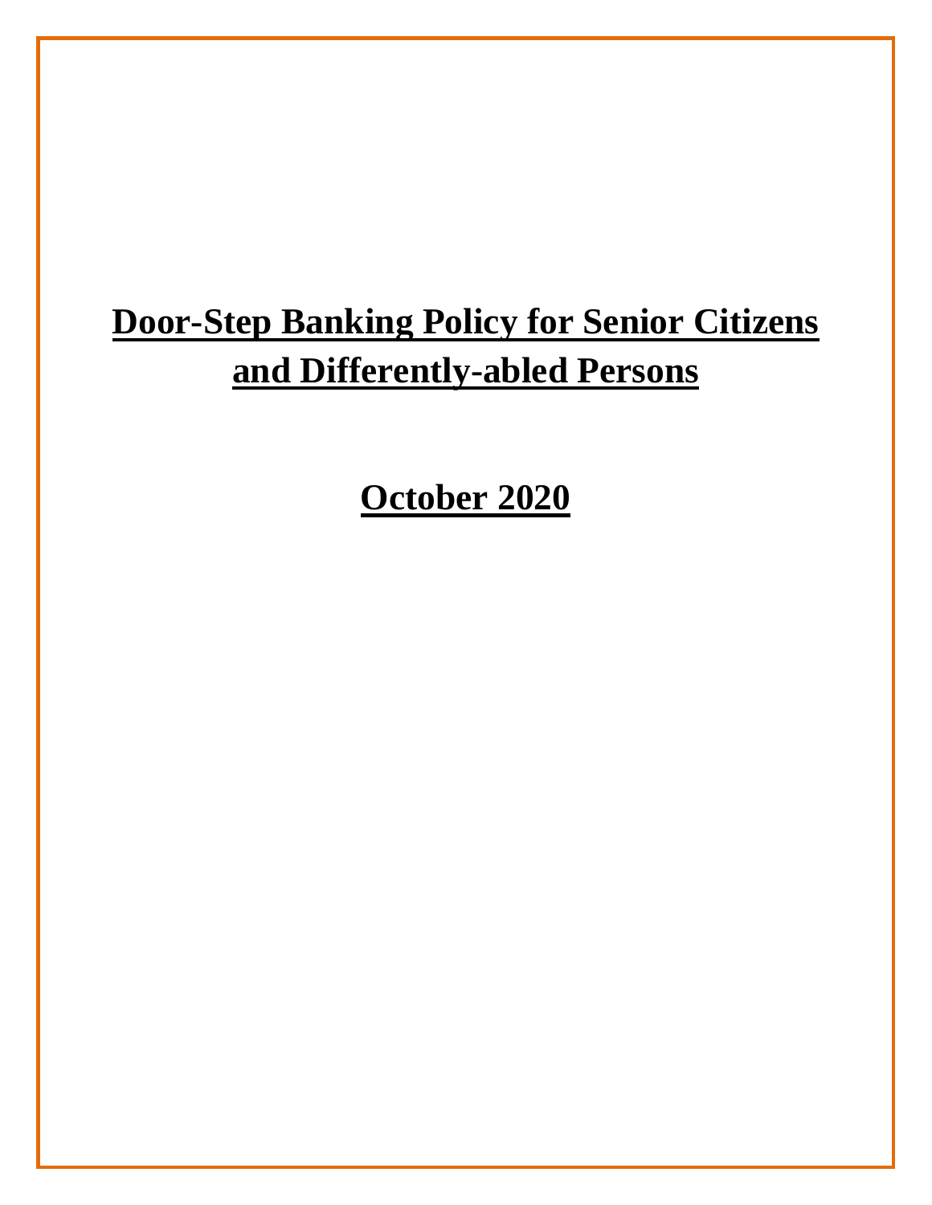# Door-Step Banking Policy for Senior Citizens and Differently-abled Persons

## October 2020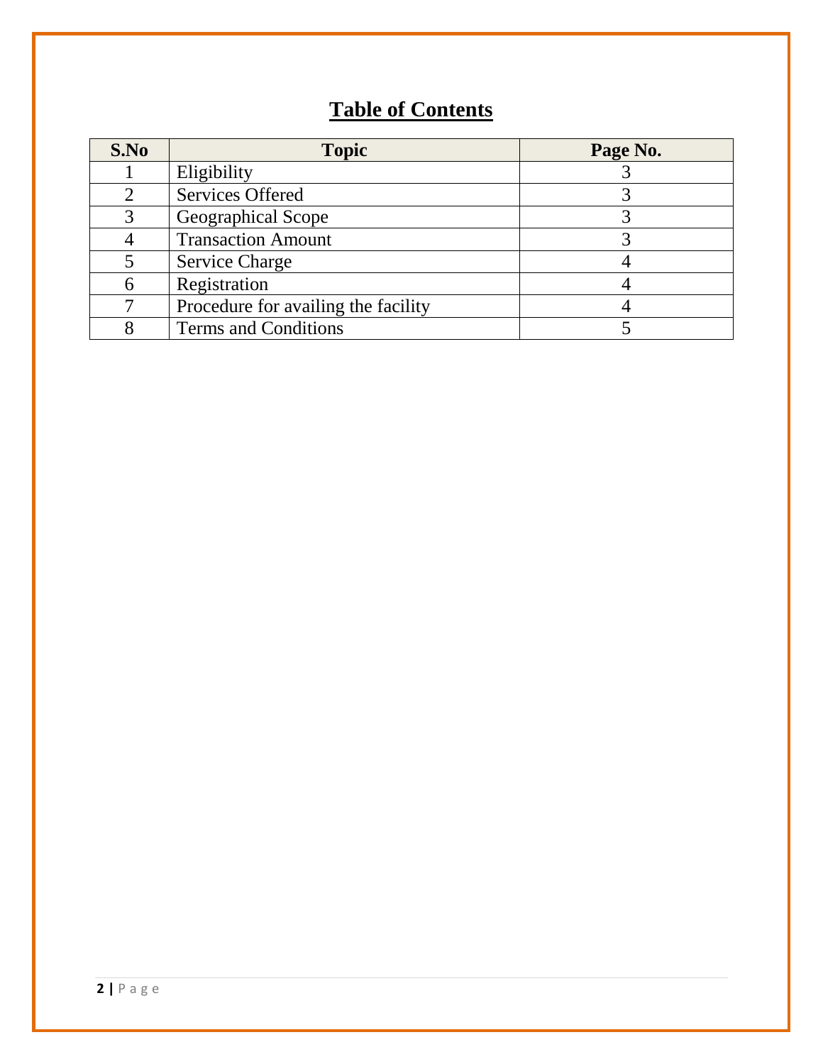# Table of Contents

| S.No | Topic | Page No. |
|---|---|---|
| 1 | Eligibility | 3 |
| 2 | Services Offered | 3 |
| 3 | Geographical Scope | 3 |
| 4 | Transaction Amount | 3 |
| 5 | Service Charge | 4 |
| 6 | Registration | 4 |
| 7 | Procedure for availing the facility | 4 |
| 8 | Terms and Conditions | 5 |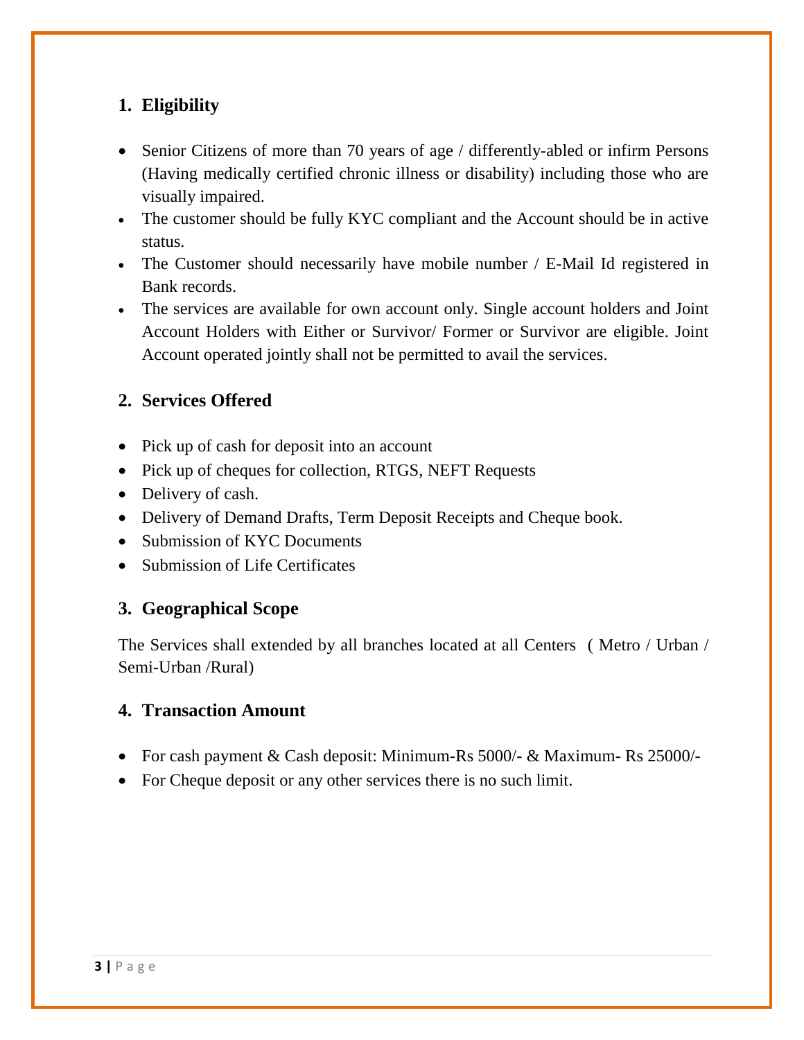## 1. Eligibility

- Senior Citizens of more than 70 years of age / differently-abled or infirm Persons (Having medically certified chronic illness or disability) including those who are visually impaired.
- The customer should be fully KYC compliant and the Account should be in active status.
- The Customer should necessarily have mobile number / E-Mail Id registered in Bank records.
- The services are available for own account only. Single account holders and Joint Account Holders with Either or Survivor/ Former or Survivor are eligible. Joint Account operated jointly shall not be permitted to avail the services.

## 2. Services Offered

- Pick up of cash for deposit into an account
- Pick up of cheques for collection, RTGS, NEFT Requests
- Delivery of cash.
- Delivery of Demand Drafts, Term Deposit Receipts and Cheque book.
- Submission of KYC Documents
- Submission of Life Certificates

## 3. Geographical Scope

The Services shall extended by all branches located at all Centers ( Metro / Urban / Semi-Urban /Rural)

## 4. Transaction Amount

- For cash payment & Cash deposit: Minimum-Rs 5000/- & Maximum- Rs 25000/-
- For Cheque deposit or any other services there is no such limit.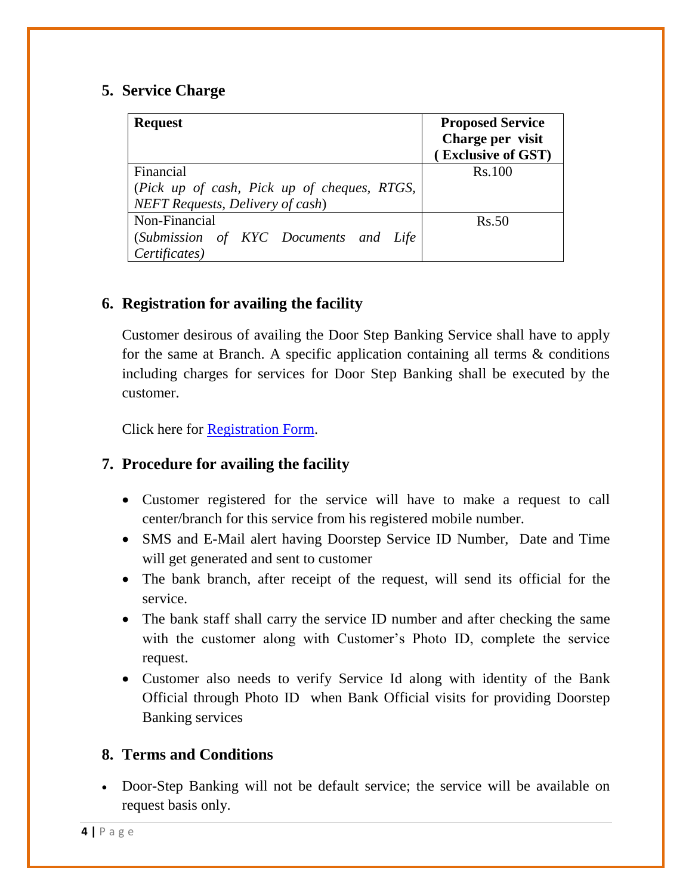## 5. Service Charge

| Request | Proposed Service Charge per visit ( Exclusive of GST) |
|---|---|
| Financial (*Pick up of cash, Pick up of cheques, RTGS, NEFT Requests, Delivery of cash*) | Rs.100 |
| Non-Financial (*Submission of KYC Documents and Life Certificates)* | Rs.50 |

## 6. Registration for availing the facility

Customer desirous of availing the Door Step Banking Service shall have to apply for the same at Branch. A specific application containing all terms & conditions including charges for services for Door Step Banking shall be executed by the customer.

Click here for Registration Form.

## 7. Procedure for availing the facility

- Customer registered for the service will have to make a request to call center/branch for this service from his registered mobile number.
- SMS and E-Mail alert having Doorstep Service ID Number, Date and Time will get generated and sent to customer
- The bank branch, after receipt of the request, will send its official for the service.
- The bank staff shall carry the service ID number and after checking the same with the customer along with Customer's Photo ID, complete the service request.
- Customer also needs to verify Service Id along with identity of the Bank Official through Photo ID when Bank Official visits for providing Doorstep Banking services

## 8. Terms and Conditions

- Door-Step Banking will not be default service; the service will be available on request basis only.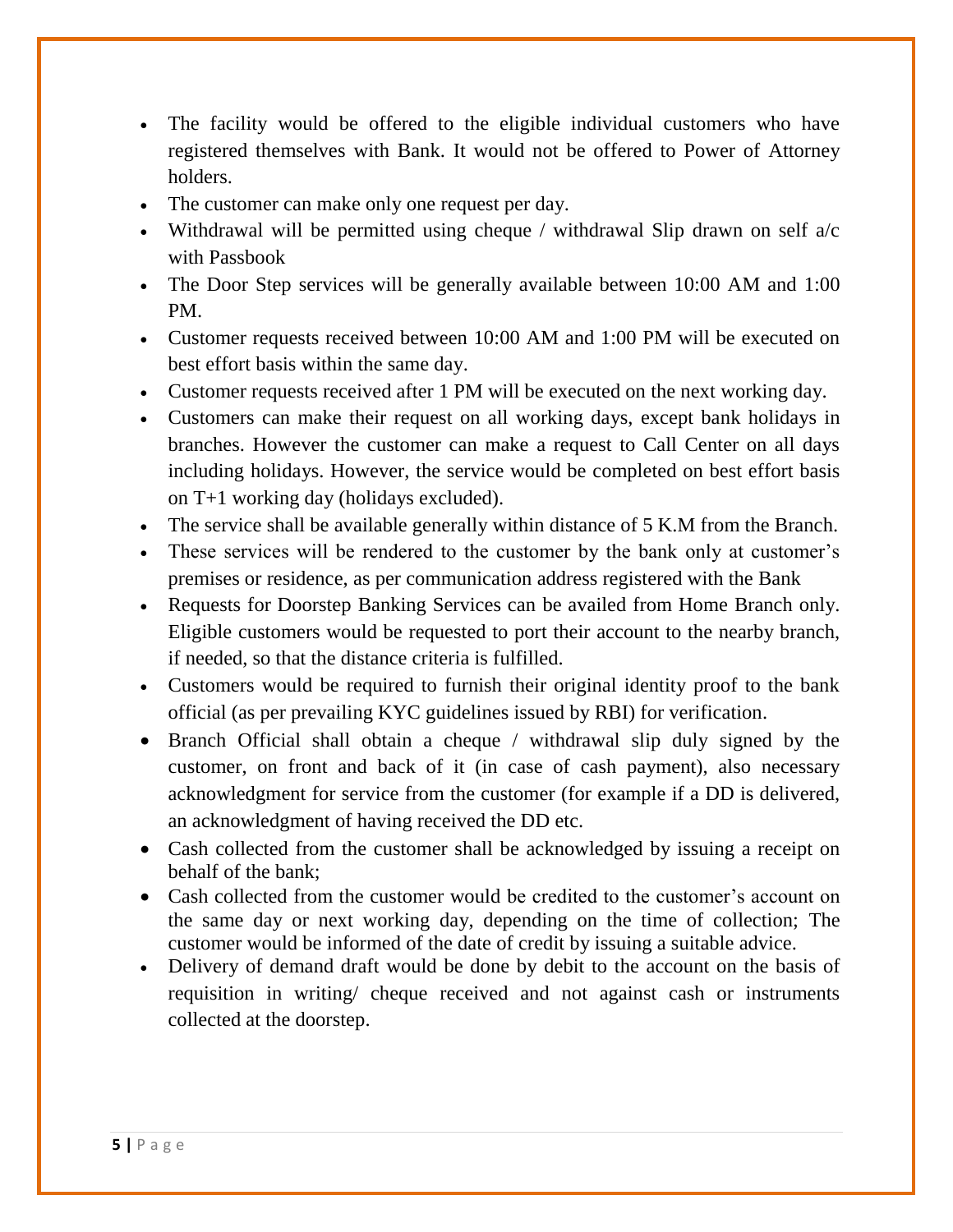- The facility would be offered to the eligible individual customers who have registered themselves with Bank. It would not be offered to Power of Attorney holders.
- The customer can make only one request per day.
- Withdrawal will be permitted using cheque / withdrawal Slip drawn on self a/c with Passbook
- The Door Step services will be generally available between 10:00 AM and 1:00 PM.
- Customer requests received between 10:00 AM and 1:00 PM will be executed on best effort basis within the same day.
- Customer requests received after 1 PM will be executed on the next working day.
- Customers can make their request on all working days, except bank holidays in branches. However the customer can make a request to Call Center on all days including holidays. However, the service would be completed on best effort basis on T+1 working day (holidays excluded).
- The service shall be available generally within distance of 5 K.M from the Branch.
- These services will be rendered to the customer by the bank only at customer's premises or residence, as per communication address registered with the Bank
- Requests for Doorstep Banking Services can be availed from Home Branch only. Eligible customers would be requested to port their account to the nearby branch, if needed, so that the distance criteria is fulfilled.
- Customers would be required to furnish their original identity proof to the bank official (as per prevailing KYC guidelines issued by RBI) for verification.
- Branch Official shall obtain a cheque / withdrawal slip duly signed by the customer, on front and back of it (in case of cash payment), also necessary acknowledgment for service from the customer (for example if a DD is delivered, an acknowledgment of having received the DD etc.
- Cash collected from the customer shall be acknowledged by issuing a receipt on behalf of the bank;
- Cash collected from the customer would be credited to the customer's account on the same day or next working day, depending on the time of collection; The customer would be informed of the date of credit by issuing a suitable advice.
- Delivery of demand draft would be done by debit to the account on the basis of requisition in writing/ cheque received and not against cash or instruments collected at the doorstep.